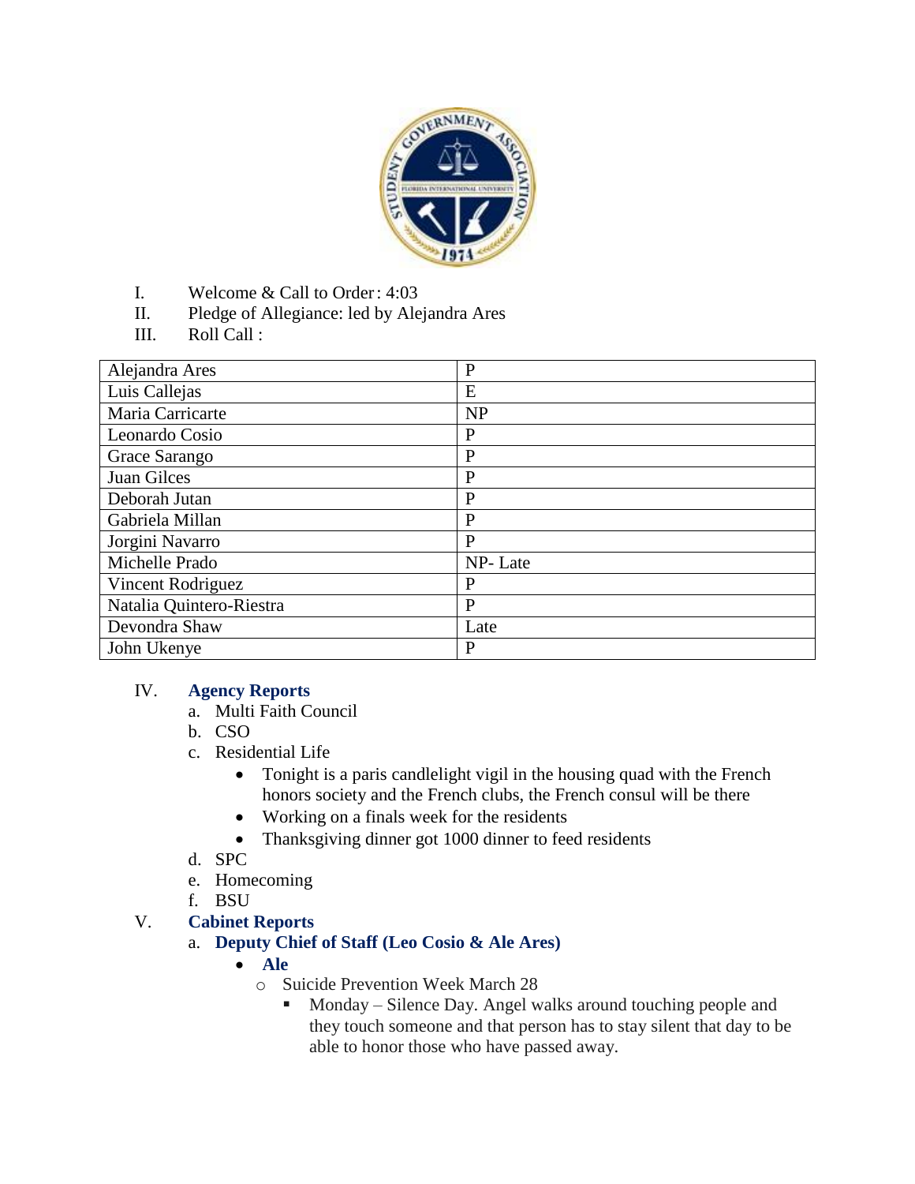I. Welcome & Call to Order: 4:03

II. Pledge of Allegiance: led by Alejandra Ares

III. Roll Call :

| | |
|---|---|
| Alejandra Ares | P |
| Luis Callejas | E |
| Maria Carricarte | NP |
| Leonardo Cosio | P |
| Grace Sarango | P |
| Juan Gilces | P |
| Deborah Jutan | P |
| Gabriela Millan | P |
| Jorgini Navarro | P |
| Michelle Prado | NP- Late |
| Vincent Rodriguez | P |
| Natalia Quintero-Riestra | P |
| Devondra Shaw | Late |
| John Ukenye | P |

IV. **Agency Reports**

a. Multi Faith Council

b. CSO

c. Residential Life

- Tonight is a paris candlelight vigil in the housing quad with the French honors society and the French clubs, the French consul will be there
- Working on a finals week for the residents
- Thanksgiving dinner got 1000 dinner to feed residents

d. SPC

e. Homecoming

f. BSU

V. **Cabinet Reports**

a. **Deputy Chief of Staff (Leo Cosio & Ale Ares)**

- **Ale**
  - Suicide Prevention Week March 28
    - Monday – Silence Day. Angel walks around touching people and they touch someone and that person has to stay silent that day to be able to honor those who have passed away.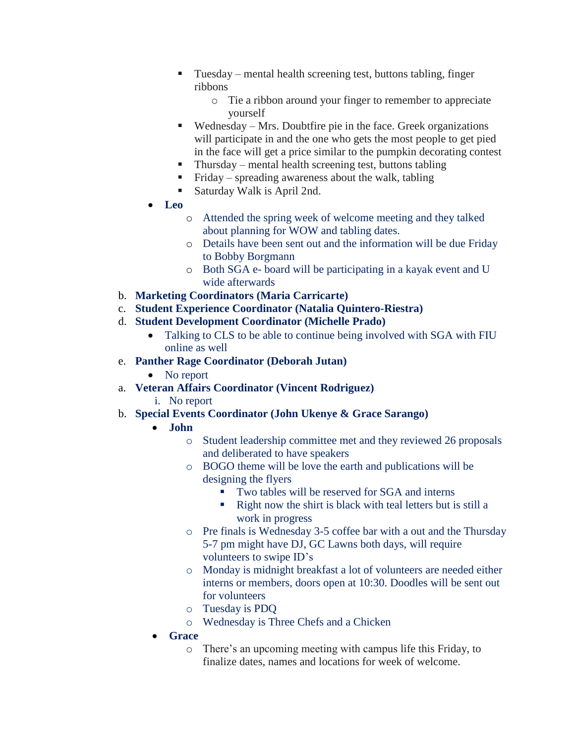- Tuesday – mental health screening test, buttons tabling, finger ribbons
            - Tie a ribbon around your finger to remember to appreciate yourself
        - Wednesday – Mrs. Doubtfire pie in the face. Greek organizations will participate in and the one who gets the most people to get pied in the face will get a price similar to the pumpkin decorating contest
        - Thursday – mental health screening test, buttons tabling
        - Friday – spreading awareness about the walk, tabling
        - Saturday Walk is April 2nd.
    - **Leo**
        - Attended the spring week of welcome meeting and they talked about planning for WOW and tabling dates.
        - Details have been sent out and the information will be due Friday to Bobby Borgmann
        - Both SGA e- board will be participating in a kayak event and U wide afterwards

b. **Marketing Coordinators (Maria Carricarte)**

c. **Student Experience Coordinator (Natalia Quintero-Riestra)**

d. **Student Development Coordinator (Michelle Prado)**
    - Talking to CLS to be able to continue being involved with SGA with FIU online as well

e. **Panther Rage Coordinator (Deborah Jutan)**
    - No report

a. **Veteran Affairs Coordinator (Vincent Rodriguez)**
    i. No report

b. **Special Events Coordinator (John Ukenye & Grace Sarango)**
    - **John**
        - Student leadership committee met and they reviewed 26 proposals and deliberated to have speakers
        - BOGO theme will be love the earth and publications will be designing the flyers
            - Two tables will be reserved for SGA and interns
            - Right now the shirt is black with teal letters but is still a work in progress
        - Pre finals is Wednesday 3-5 coffee bar with a out and the Thursday 5-7 pm might have DJ, GC Lawns both days, will require volunteers to swipe ID's
        - Monday is midnight breakfast a lot of volunteers are needed either interns or members, doors open at 10:30. Doodles will be sent out for volunteers
        - Tuesday is PDQ
        - Wednesday is Three Chefs and a Chicken
    - **Grace**
        - There's an upcoming meeting with campus life this Friday, to finalize dates, names and locations for week of welcome.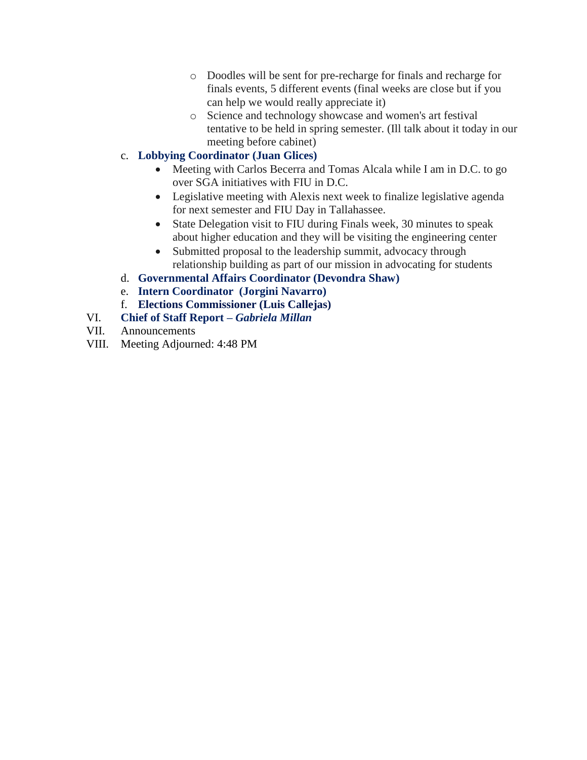- Doodles will be sent for pre-recharge for finals and recharge for finals events, 5 different events (final weeks are close but if you can help we would really appreciate it)
- Science and technology showcase and women's art festival tentative to be held in spring semester. (Ill talk about it today in our meeting before cabinet)

c. **Lobbying Coordinator (Juan Glices)**

- Meeting with Carlos Becerra and Tomas Alcala while I am in D.C. to go over SGA initiatives with FIU in D.C.
- Legislative meeting with Alexis next week to finalize legislative agenda for next semester and FIU Day in Tallahassee.
- State Delegation visit to FIU during Finals week, 30 minutes to speak about higher education and they will be visiting the engineering center
- Submitted proposal to the leadership summit, advocacy through relationship building as part of our mission in advocating for students

d. **Governmental Affairs Coordinator (Devondra Shaw)**

e. **Intern Coordinator (Jorgini Navarro)**

f. **Elections Commissioner (Luis Callejas)**

VI. **Chief of Staff Report –** ***Gabriela Millan***

VII. Announcements

VIII. Meeting Adjourned: 4:48 PM